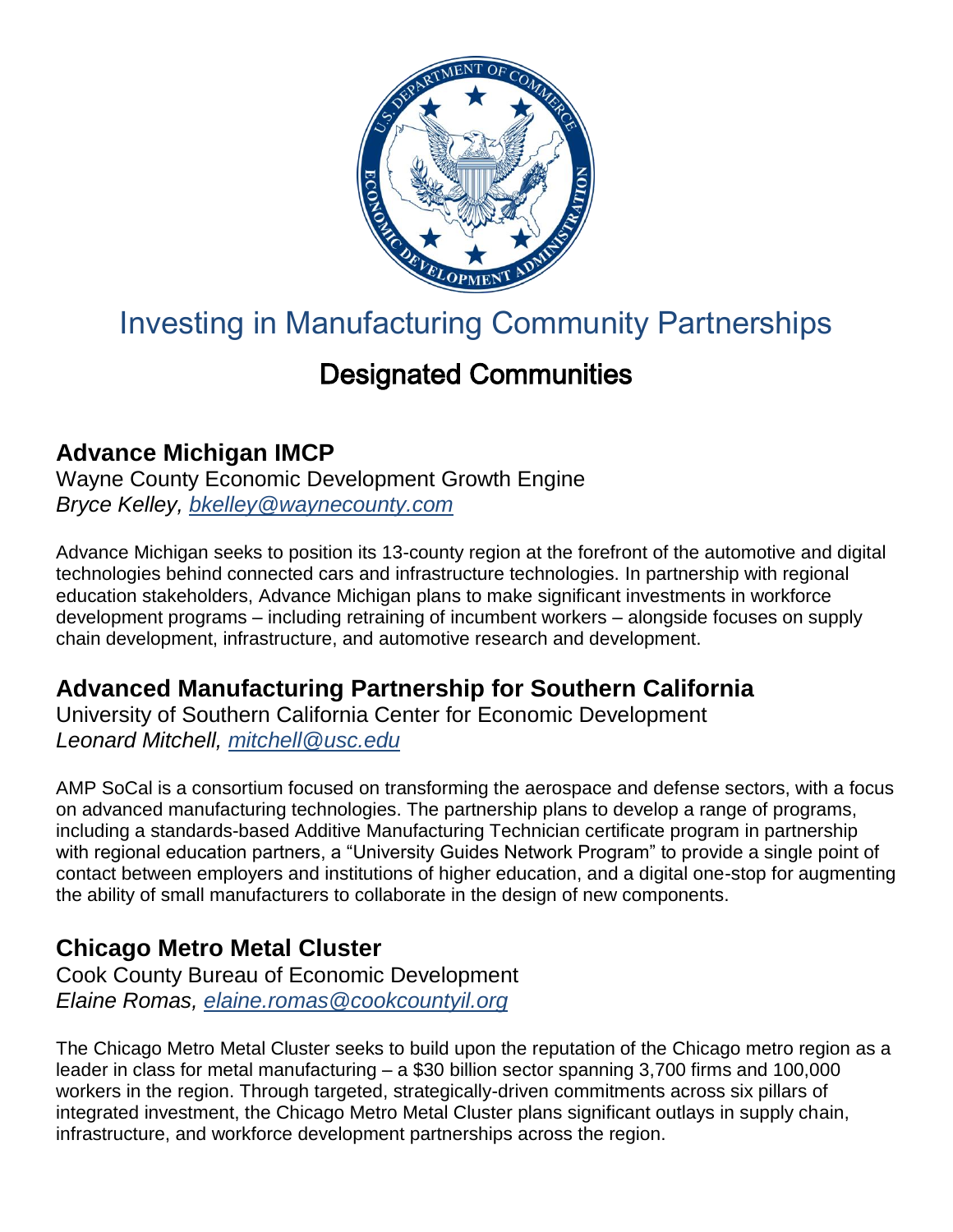# Investing in Manufacturing Community Partnerships

## Designated Communities

### Advance Michigan IMCP

Wayne County Economic Development Growth Engine
*Bryce Kelley, bkelley@waynecounty.com*

Advance Michigan seeks to position its 13-county region at the forefront of the automotive and digital technologies behind connected cars and infrastructure technologies. In partnership with regional education stakeholders, Advance Michigan plans to make significant investments in workforce development programs – including retraining of incumbent workers – alongside focuses on supply chain development, infrastructure, and automotive research and development.

### Advanced Manufacturing Partnership for Southern California

University of Southern California Center for Economic Development
*Leonard Mitchell, mitchell@usc.edu*

AMP SoCal is a consortium focused on transforming the aerospace and defense sectors, with a focus on advanced manufacturing technologies. The partnership plans to develop a range of programs, including a standards-based Additive Manufacturing Technician certificate program in partnership with regional education partners, a "University Guides Network Program" to provide a single point of contact between employers and institutions of higher education, and a digital one-stop for augmenting the ability of small manufacturers to collaborate in the design of new components.

### Chicago Metro Metal Cluster

Cook County Bureau of Economic Development
*Elaine Romas, elaine.romas@cookcountyil.org*

The Chicago Metro Metal Cluster seeks to build upon the reputation of the Chicago metro region as a leader in class for metal manufacturing – a $30 billion sector spanning 3,700 firms and 100,000 workers in the region. Through targeted, strategically-driven commitments across six pillars of integrated investment, the Chicago Metro Metal Cluster plans significant outlays in supply chain, infrastructure, and workforce development partnerships across the region.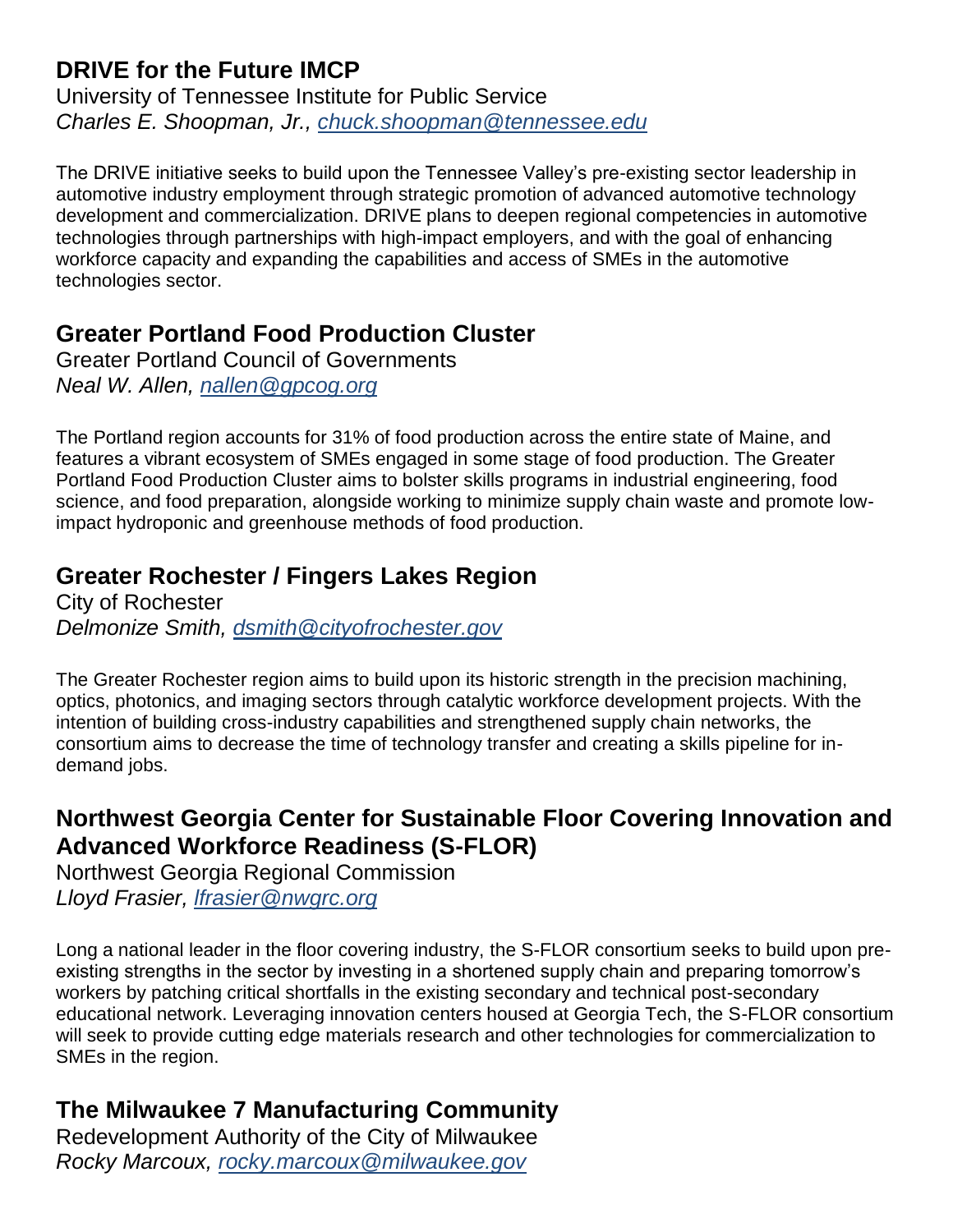## DRIVE for the Future IMCP

University of Tennessee Institute for Public Service
*Charles E. Shoopman, Jr., chuck.shoopman@tennessee.edu*

The DRIVE initiative seeks to build upon the Tennessee Valley's pre-existing sector leadership in automotive industry employment through strategic promotion of advanced automotive technology development and commercialization. DRIVE plans to deepen regional competencies in automotive technologies through partnerships with high-impact employers, and with the goal of enhancing workforce capacity and expanding the capabilities and access of SMEs in the automotive technologies sector.

## Greater Portland Food Production Cluster

Greater Portland Council of Governments
*Neal W. Allen, nallen@gpcog.org*

The Portland region accounts for 31% of food production across the entire state of Maine, and features a vibrant ecosystem of SMEs engaged in some stage of food production. The Greater Portland Food Production Cluster aims to bolster skills programs in industrial engineering, food science, and food preparation, alongside working to minimize supply chain waste and promote low-impact hydroponic and greenhouse methods of food production.

## Greater Rochester / Fingers Lakes Region

City of Rochester
*Delmonize Smith, dsmith@cityofrochester.gov*

The Greater Rochester region aims to build upon its historic strength in the precision machining, optics, photonics, and imaging sectors through catalytic workforce development projects. With the intention of building cross-industry capabilities and strengthened supply chain networks, the consortium aims to decrease the time of technology transfer and creating a skills pipeline for in-demand jobs.

## Northwest Georgia Center for Sustainable Floor Covering Innovation and Advanced Workforce Readiness (S-FLOR)

Northwest Georgia Regional Commission
*Lloyd Frasier, lfrasier@nwgrc.org*

Long a national leader in the floor covering industry, the S-FLOR consortium seeks to build upon pre-existing strengths in the sector by investing in a shortened supply chain and preparing tomorrow's workers by patching critical shortfalls in the existing secondary and technical post-secondary educational network. Leveraging innovation centers housed at Georgia Tech, the S-FLOR consortium will seek to provide cutting edge materials research and other technologies for commercialization to SMEs in the region.

## The Milwaukee 7 Manufacturing Community

Redevelopment Authority of the City of Milwaukee
*Rocky Marcoux, rocky.marcoux@milwaukee.gov*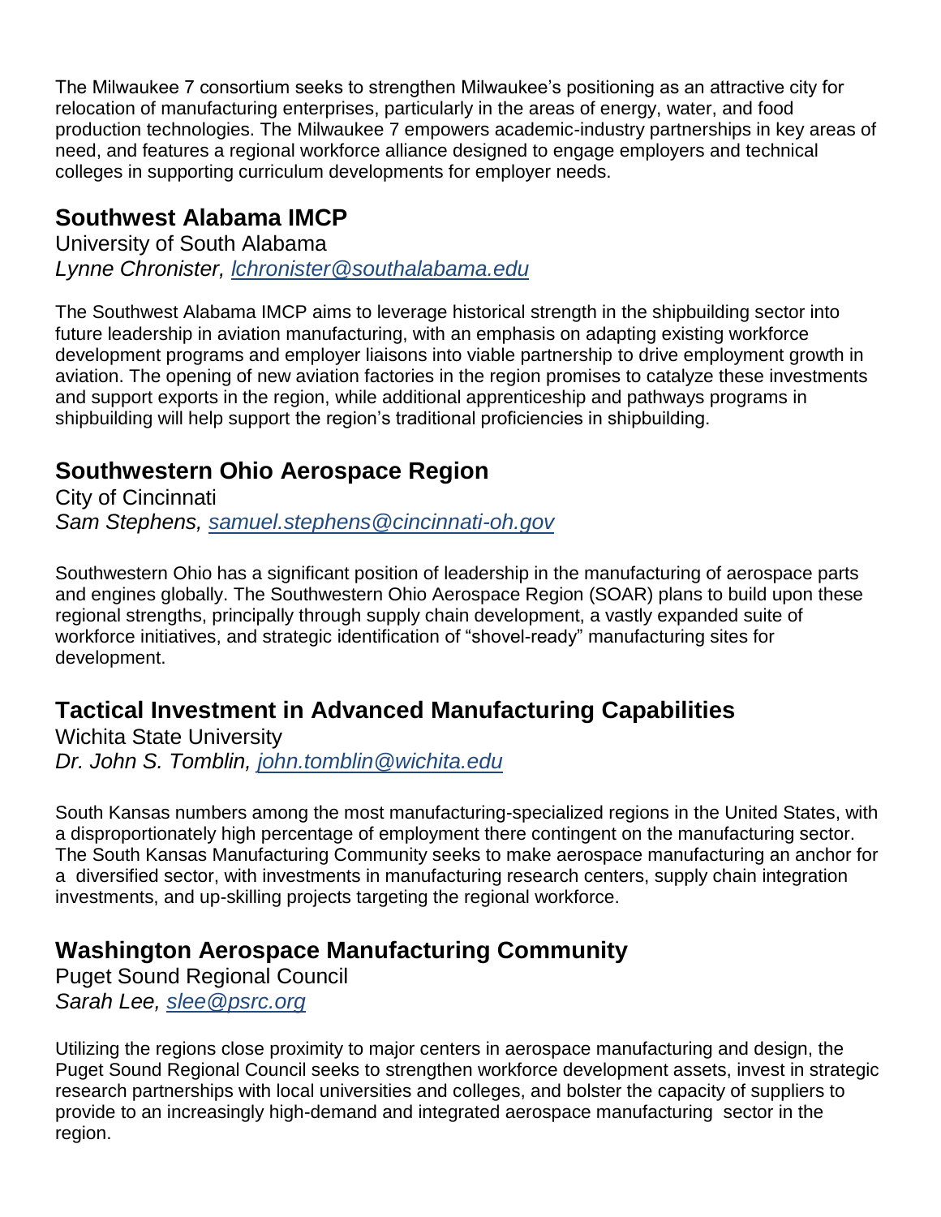The Milwaukee 7 consortium seeks to strengthen Milwaukee's positioning as an attractive city for relocation of manufacturing enterprises, particularly in the areas of energy, water, and food production technologies. The Milwaukee 7 empowers academic-industry partnerships in key areas of need, and features a regional workforce alliance designed to engage employers and technical colleges in supporting curriculum developments for employer needs.

## Southwest Alabama IMCP

University of South Alabama
*Lynne Chronister, lchronister@southalabama.edu*

The Southwest Alabama IMCP aims to leverage historical strength in the shipbuilding sector into future leadership in aviation manufacturing, with an emphasis on adapting existing workforce development programs and employer liaisons into viable partnership to drive employment growth in aviation. The opening of new aviation factories in the region promises to catalyze these investments and support exports in the region, while additional apprenticeship and pathways programs in shipbuilding will help support the region's traditional proficiencies in shipbuilding.

## Southwestern Ohio Aerospace Region

City of Cincinnati
*Sam Stephens, samuel.stephens@cincinnati-oh.gov*

Southwestern Ohio has a significant position of leadership in the manufacturing of aerospace parts and engines globally. The Southwestern Ohio Aerospace Region (SOAR) plans to build upon these regional strengths, principally through supply chain development, a vastly expanded suite of workforce initiatives, and strategic identification of "shovel-ready" manufacturing sites for development.

## Tactical Investment in Advanced Manufacturing Capabilities

Wichita State University
*Dr. John S. Tomblin, john.tomblin@wichita.edu*

South Kansas numbers among the most manufacturing-specialized regions in the United States, with a disproportionately high percentage of employment there contingent on the manufacturing sector. The South Kansas Manufacturing Community seeks to make aerospace manufacturing an anchor for a diversified sector, with investments in manufacturing research centers, supply chain integration investments, and up-skilling projects targeting the regional workforce.

## Washington Aerospace Manufacturing Community

Puget Sound Regional Council
*Sarah Lee, slee@psrc.org*

Utilizing the regions close proximity to major centers in aerospace manufacturing and design, the Puget Sound Regional Council seeks to strengthen workforce development assets, invest in strategic research partnerships with local universities and colleges, and bolster the capacity of suppliers to provide to an increasingly high-demand and integrated aerospace manufacturing sector in the region.